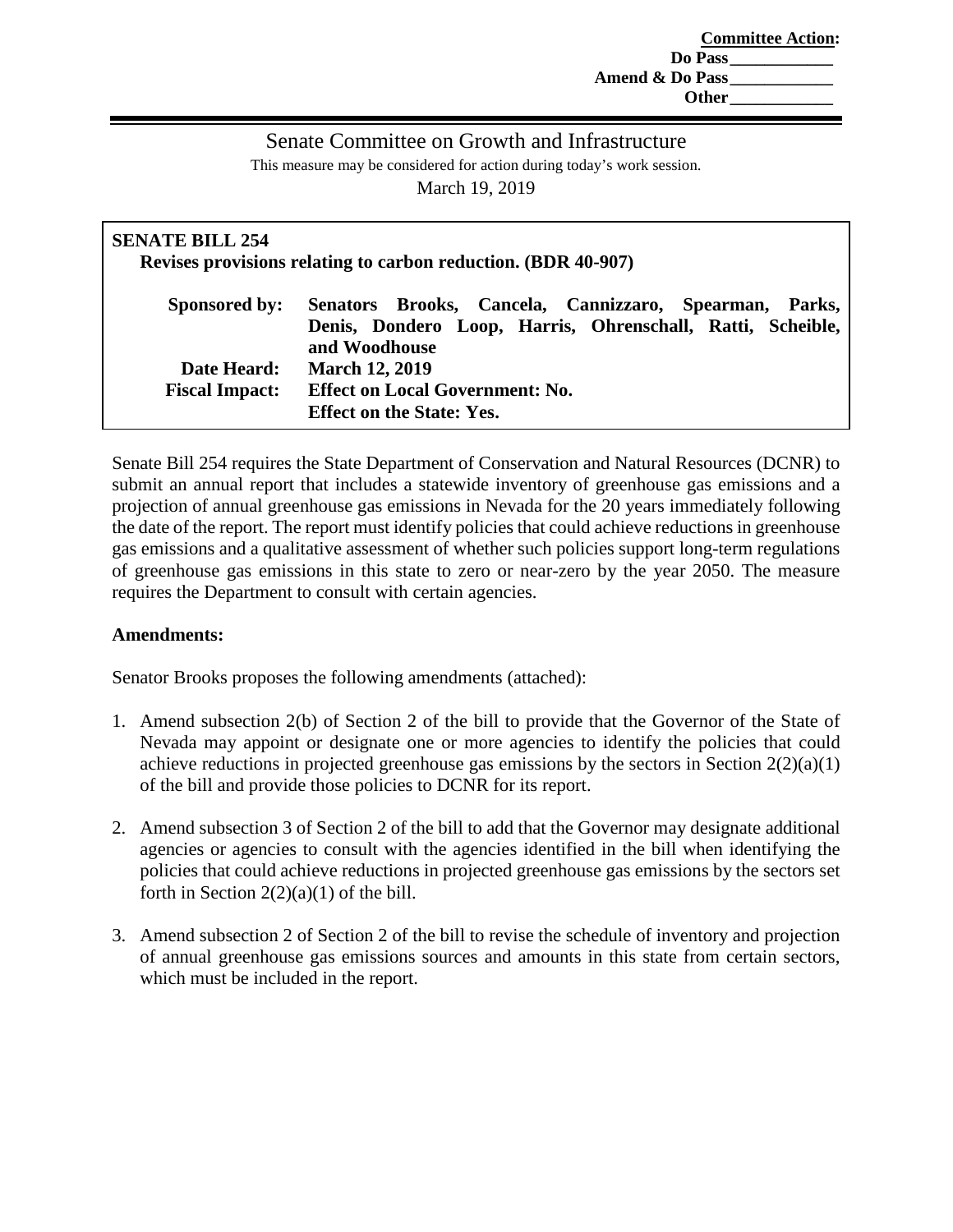**Committee Action:**
**Do Pass** ____________
**Amend & Do Pass** ____________
**Other** ____________

---

Senate Committee on Growth and Infrastructure

This measure may be considered for action during today's work session.

March 19, 2019

**SENATE BILL 254**
**Revises provisions relating to carbon reduction. (BDR 40-907)**

| | |
|---|---|
| **Sponsored by:** | **Senators Brooks, Cancela, Cannizzaro, Spearman, Parks, Denis, Dondero Loop, Harris, Ohrenschall, Ratti, Scheible, and Woodhouse** |
| **Date Heard:** | **March 12, 2019** |
| **Fiscal Impact:** | **Effect on Local Government: No.**<br>**Effect on the State: Yes.** |

Senate Bill 254 requires the State Department of Conservation and Natural Resources (DCNR) to submit an annual report that includes a statewide inventory of greenhouse gas emissions and a projection of annual greenhouse gas emissions in Nevada for the 20 years immediately following the date of the report. The report must identify policies that could achieve reductions in greenhouse gas emissions and a qualitative assessment of whether such policies support long-term regulations of greenhouse gas emissions in this state to zero or near-zero by the year 2050. The measure requires the Department to consult with certain agencies.

**Amendments:**

Senator Brooks proposes the following amendments (attached):

1. Amend subsection 2(b) of Section 2 of the bill to provide that the Governor of the State of Nevada may appoint or designate one or more agencies to identify the policies that could achieve reductions in projected greenhouse gas emissions by the sectors in Section 2(2)(a)(1) of the bill and provide those policies to DCNR for its report.

2. Amend subsection 3 of Section 2 of the bill to add that the Governor may designate additional agencies or agencies to consult with the agencies identified in the bill when identifying the policies that could achieve reductions in projected greenhouse gas emissions by the sectors set forth in Section 2(2)(a)(1) of the bill.

3. Amend subsection 2 of Section 2 of the bill to revise the schedule of inventory and projection of annual greenhouse gas emissions sources and amounts in this state from certain sectors, which must be included in the report.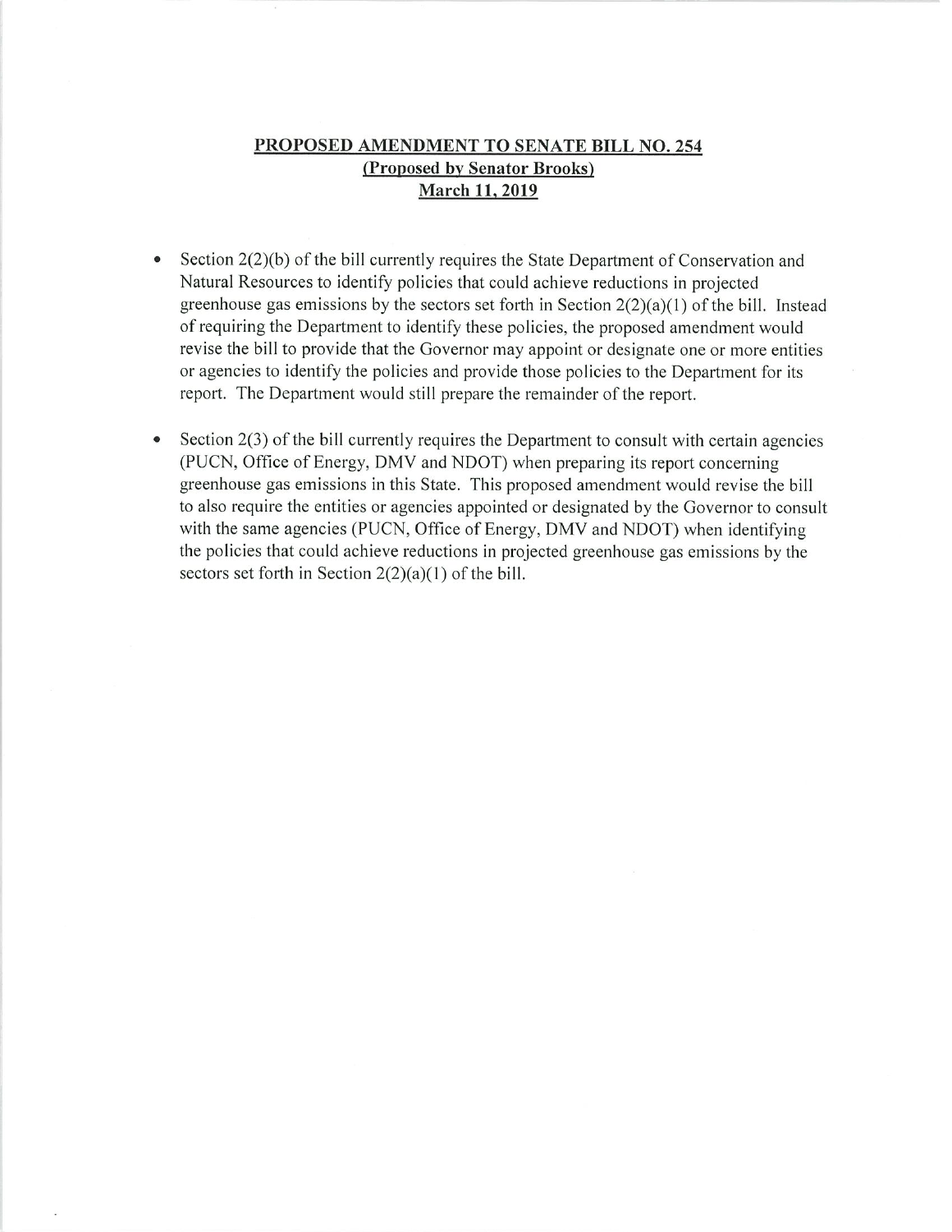**PROPOSED AMENDMENT TO SENATE BILL NO. 254**
**(Proposed by Senator Brooks)**
**March 11, 2019**

- Section 2(2)(b) of the bill currently requires the State Department of Conservation and Natural Resources to identify policies that could achieve reductions in projected greenhouse gas emissions by the sectors set forth in Section 2(2)(a)(1) of the bill. Instead of requiring the Department to identify these policies, the proposed amendment would revise the bill to provide that the Governor may appoint or designate one or more entities or agencies to identify the policies and provide those policies to the Department for its report. The Department would still prepare the remainder of the report.

- Section 2(3) of the bill currently requires the Department to consult with certain agencies (PUCN, Office of Energy, DMV and NDOT) when preparing its report concerning greenhouse gas emissions in this State. This proposed amendment would revise the bill to also require the entities or agencies appointed or designated by the Governor to consult with the same agencies (PUCN, Office of Energy, DMV and NDOT) when identifying the policies that could achieve reductions in projected greenhouse gas emissions by the sectors set forth in Section 2(2)(a)(1) of the bill.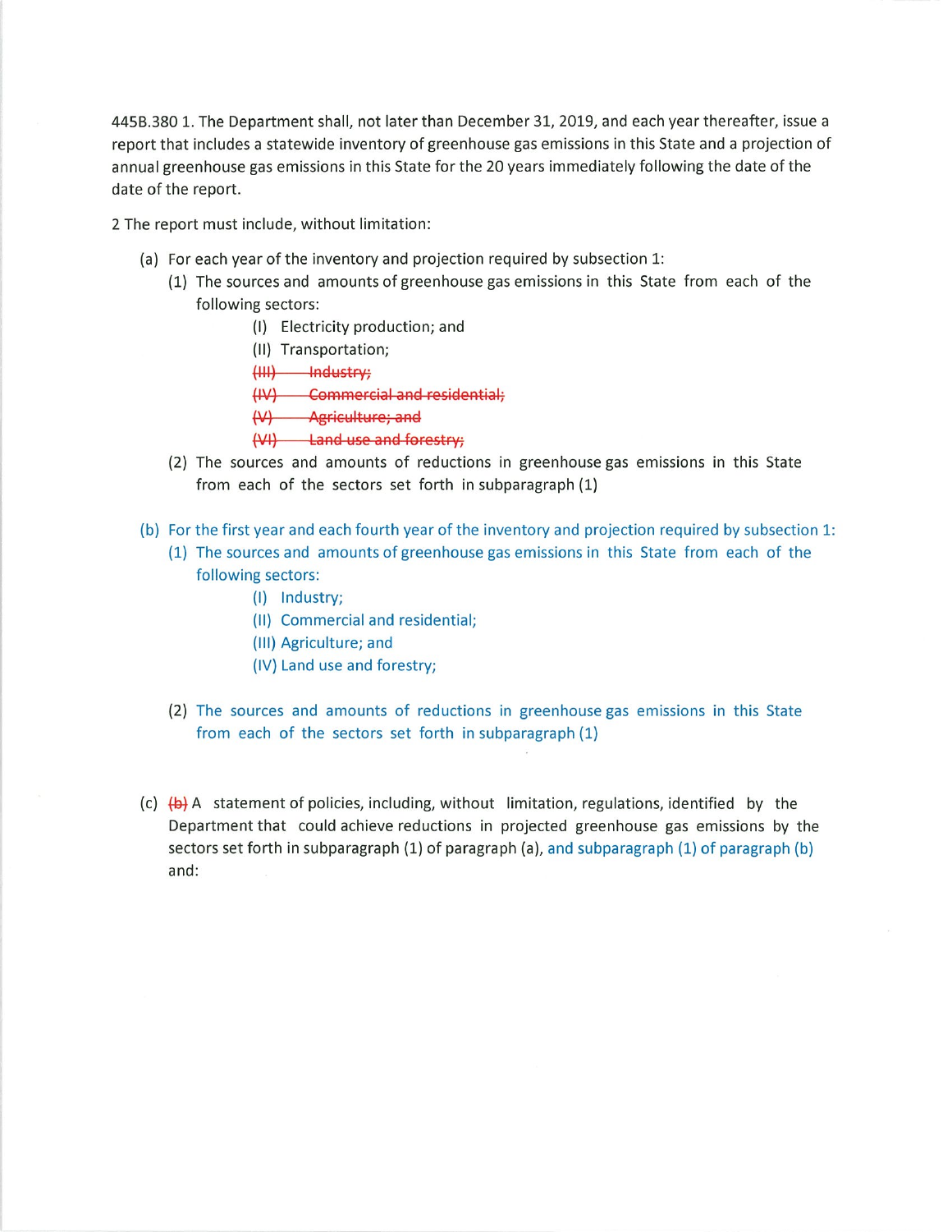445B.380 1. The Department shall, not later than December 31, 2019, and each year thereafter, issue a report that includes a statewide inventory of greenhouse gas emissions in this State and a projection of annual greenhouse gas emissions in this State for the 20 years immediately following the date of the date of the report.

2 The report must include, without limitation:

(a) For each year of the inventory and projection required by subsection 1:

(1) The sources and amounts of greenhouse gas emissions in this State from each of the following sectors:

(I) Electricity production; and

(II) Transportation;

~~(III) Industry;~~

~~(IV) Commercial and residential;~~

~~(V) Agriculture; and~~

~~(VI) Land use and forestry;~~

(2) The sources and amounts of reductions in greenhouse gas emissions in this State from each of the sectors set forth in subparagraph (1)

(b) For the first year and each fourth year of the inventory and projection required by subsection 1:

(1) The sources and amounts of greenhouse gas emissions in this State from each of the following sectors:

(I) Industry;

(II) Commercial and residential;

(III) Agriculture; and

(IV) Land use and forestry;

(2) The sources and amounts of reductions in greenhouse gas emissions in this State from each of the sectors set forth in subparagraph (1)

(c) ~~(b)~~ A statement of policies, including, without limitation, regulations, identified by the Department that could achieve reductions in projected greenhouse gas emissions by the sectors set forth in subparagraph (1) of paragraph (a), and subparagraph (1) of paragraph (b) and: